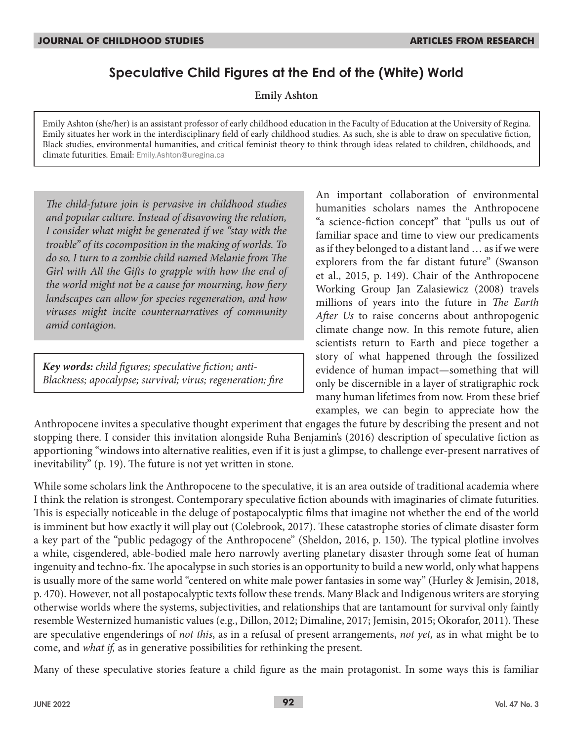# Speculative Child Figures at the End of the (White) World

**Emily Ashton**

Emily Ashton (she/her) is an assistant professor of early childhood education in the Faculty of Education at the University of Regina. Emily situates her work in the interdisciplinary field of early childhood studies. As such, she is able to draw on speculative fiction, Black studies, environmental humanities, and critical feminist theory to think through ideas related to children, childhoods, and climate futurities. Email: Emily.Ashton@uregina.ca

*The child-future join is pervasive in childhood studies and popular culture. Instead of disavowing the relation, I consider what might be generated if we "stay with the trouble" of its cocomposition in the making of worlds. To do so, I turn to a zombie child named Melanie from The Girl with All the Gifts to grapple with how the end of the world might not be a cause for mourning, how fiery landscapes can allow for species regeneration, and how viruses might incite counternarratives of community amid contagion.*

***Key words:** child figures; speculative fiction; anti-Blackness; apocalypse; survival; virus; regeneration; fire*

An important collaboration of environmental humanities scholars names the Anthropocene "a science-fiction concept" that "pulls us out of familiar space and time to view our predicaments as if they belonged to a distant land … as if we were explorers from the far distant future" (Swanson et al., 2015, p. 149). Chair of the Anthropocene Working Group Jan Zalasiewicz (2008) travels millions of years into the future in *The Earth After Us* to raise concerns about anthropogenic climate change now. In this remote future, alien scientists return to Earth and piece together a story of what happened through the fossilized evidence of human impact—something that will only be discernible in a layer of stratigraphic rock many human lifetimes from now. From these brief examples, we can begin to appreciate how the Anthropocene invites a speculative thought experiment that engages the future by describing the present and not stopping there. I consider this invitation alongside Ruha Benjamin's (2016) description of speculative fiction as apportioning "windows into alternative realities, even if it is just a glimpse, to challenge ever-present narratives of inevitability" (p. 19). The future is not yet written in stone.

While some scholars link the Anthropocene to the speculative, it is an area outside of traditional academia where I think the relation is strongest. Contemporary speculative fiction abounds with imaginaries of climate futurities. This is especially noticeable in the deluge of postapocalyptic films that imagine not whether the end of the world is imminent but how exactly it will play out (Colebrook, 2017). These catastrophe stories of climate disaster form a key part of the "public pedagogy of the Anthropocene" (Sheldon, 2016, p. 150). The typical plotline involves a white, cisgendered, able-bodied male hero narrowly averting planetary disaster through some feat of human ingenuity and techno-fix. The apocalypse in such stories is an opportunity to build a new world, only what happens is usually more of the same world "centered on white male power fantasies in some way" (Hurley & Jemisin, 2018, p. 470). However, not all postapocalyptic texts follow these trends. Many Black and Indigenous writers are storying otherwise worlds where the systems, subjectivities, and relationships that are tantamount for survival only faintly resemble Westernized humanistic values (e.g., Dillon, 2012; Dimaline, 2017; Jemisin, 2015; Okorafor, 2011). These are speculative engenderings of *not this*, as in a refusal of present arrangements, *not yet,* as in what might be to come, and *what if,* as in generative possibilities for rethinking the present.

Many of these speculative stories feature a child figure as the main protagonist. In some ways this is familiar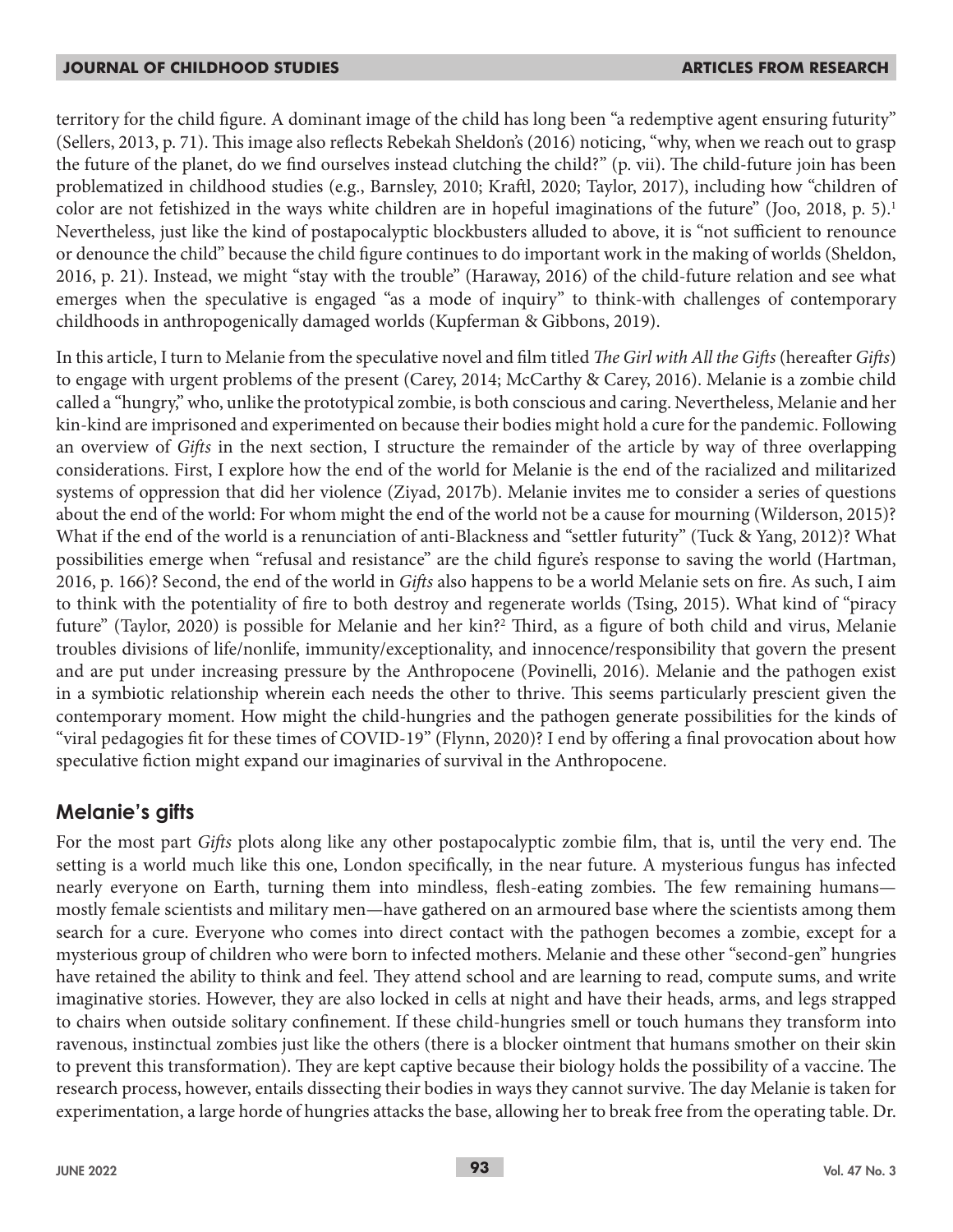territory for the child figure. A dominant image of the child has long been "a redemptive agent ensuring futurity" (Sellers, 2013, p. 71). This image also reflects Rebekah Sheldon's (2016) noticing, "why, when we reach out to grasp the future of the planet, do we find ourselves instead clutching the child?" (p. vii). The child-future join has been problematized in childhood studies (e.g., Barnsley, 2010; Kraftl, 2020; Taylor, 2017), including how "children of color are not fetishized in the ways white children are in hopeful imaginations of the future" (Joo, 2018, p. 5).[1] Nevertheless, just like the kind of postapocalyptic blockbusters alluded to above, it is "not sufficient to renounce or denounce the child" because the child figure continues to do important work in the making of worlds (Sheldon, 2016, p. 21). Instead, we might "stay with the trouble" (Haraway, 2016) of the child-future relation and see what emerges when the speculative is engaged "as a mode of inquiry" to think-with challenges of contemporary childhoods in anthropogenically damaged worlds (Kupferman & Gibbons, 2019).

In this article, I turn to Melanie from the speculative novel and film titled *The Girl with All the Gifts* (hereafter *Gifts*) to engage with urgent problems of the present (Carey, 2014; McCarthy & Carey, 2016). Melanie is a zombie child called a "hungry," who, unlike the prototypical zombie, is both conscious and caring. Nevertheless, Melanie and her kin-kind are imprisoned and experimented on because their bodies might hold a cure for the pandemic. Following an overview of *Gifts* in the next section, I structure the remainder of the article by way of three overlapping considerations. First, I explore how the end of the world for Melanie is the end of the racialized and militarized systems of oppression that did her violence (Ziyad, 2017b). Melanie invites me to consider a series of questions about the end of the world: For whom might the end of the world not be a cause for mourning (Wilderson, 2015)? What if the end of the world is a renunciation of anti-Blackness and "settler futurity" (Tuck & Yang, 2012)? What possibilities emerge when "refusal and resistance" are the child figure's response to saving the world (Hartman, 2016, p. 166)? Second, the end of the world in *Gifts* also happens to be a world Melanie sets on fire. As such, I aim to think with the potentiality of fire to both destroy and regenerate worlds (Tsing, 2015). What kind of "piracy future" (Taylor, 2020) is possible for Melanie and her kin?[2] Third, as a figure of both child and virus, Melanie troubles divisions of life/nonlife, immunity/exceptionality, and innocence/responsibility that govern the present and are put under increasing pressure by the Anthropocene (Povinelli, 2016). Melanie and the pathogen exist in a symbiotic relationship wherein each needs the other to thrive. This seems particularly prescient given the contemporary moment. How might the child-hungries and the pathogen generate possibilities for the kinds of "viral pedagogies fit for these times of COVID-19" (Flynn, 2020)? I end by offering a final provocation about how speculative fiction might expand our imaginaries of survival in the Anthropocene.

## Melanie's gifts

For the most part *Gifts* plots along like any other postapocalyptic zombie film, that is, until the very end. The setting is a world much like this one, London specifically, in the near future. A mysterious fungus has infected nearly everyone on Earth, turning them into mindless, flesh-eating zombies. The few remaining humans—mostly female scientists and military men—have gathered on an armoured base where the scientists among them search for a cure. Everyone who comes into direct contact with the pathogen becomes a zombie, except for a mysterious group of children who were born to infected mothers. Melanie and these other "second-gen" hungries have retained the ability to think and feel. They attend school and are learning to read, compute sums, and write imaginative stories. However, they are also locked in cells at night and have their heads, arms, and legs strapped to chairs when outside solitary confinement. If these child-hungries smell or touch humans they transform into ravenous, instinctual zombies just like the others (there is a blocker ointment that humans smother on their skin to prevent this transformation). They are kept captive because their biology holds the possibility of a vaccine. The research process, however, entails dissecting their bodies in ways they cannot survive. The day Melanie is taken for experimentation, a large horde of hungries attacks the base, allowing her to break free from the operating table. Dr.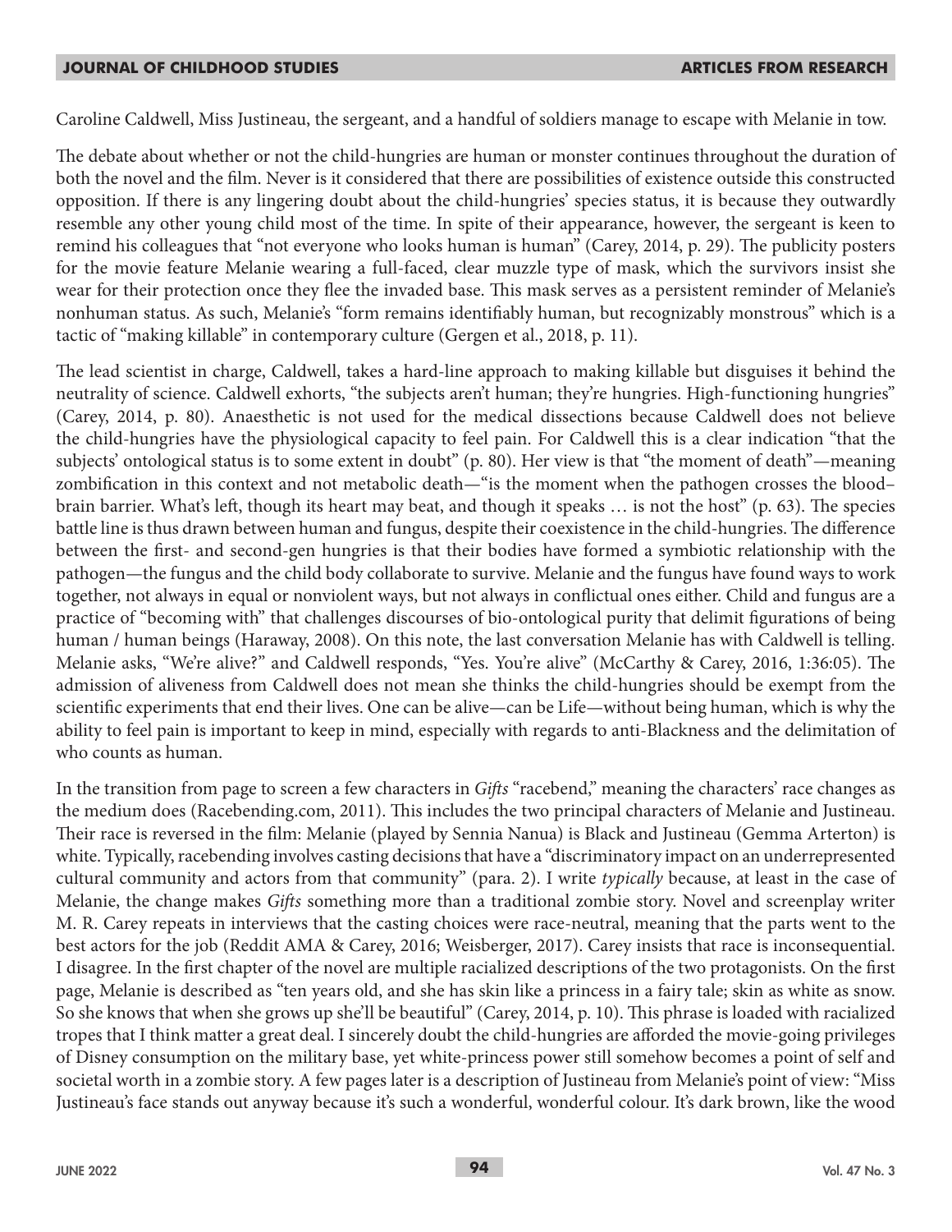Caroline Caldwell, Miss Justineau, the sergeant, and a handful of soldiers manage to escape with Melanie in tow.

The debate about whether or not the child-hungries are human or monster continues throughout the duration of both the novel and the film. Never is it considered that there are possibilities of existence outside this constructed opposition. If there is any lingering doubt about the child-hungries' species status, it is because they outwardly resemble any other young child most of the time. In spite of their appearance, however, the sergeant is keen to remind his colleagues that "not everyone who looks human is human" (Carey, 2014, p. 29). The publicity posters for the movie feature Melanie wearing a full-faced, clear muzzle type of mask, which the survivors insist she wear for their protection once they flee the invaded base. This mask serves as a persistent reminder of Melanie's nonhuman status. As such, Melanie's "form remains identifiably human, but recognizably monstrous" which is a tactic of "making killable" in contemporary culture (Gergen et al., 2018, p. 11).

The lead scientist in charge, Caldwell, takes a hard-line approach to making killable but disguises it behind the neutrality of science. Caldwell exhorts, "the subjects aren't human; they're hungries. High-functioning hungries" (Carey, 2014, p. 80). Anaesthetic is not used for the medical dissections because Caldwell does not believe the child-hungries have the physiological capacity to feel pain. For Caldwell this is a clear indication "that the subjects' ontological status is to some extent in doubt" (p. 80). Her view is that "the moment of death"—meaning zombification in this context and not metabolic death—"is the moment when the pathogen crosses the blood–brain barrier. What's left, though its heart may beat, and though it speaks … is not the host" (p. 63). The species battle line is thus drawn between human and fungus, despite their coexistence in the child-hungries. The difference between the first- and second-gen hungries is that their bodies have formed a symbiotic relationship with the pathogen—the fungus and the child body collaborate to survive. Melanie and the fungus have found ways to work together, not always in equal or nonviolent ways, but not always in conflictual ones either. Child and fungus are a practice of "becoming with" that challenges discourses of bio-ontological purity that delimit figurations of being human / human beings (Haraway, 2008). On this note, the last conversation Melanie has with Caldwell is telling. Melanie asks, "We're alive?" and Caldwell responds, "Yes. You're alive" (McCarthy & Carey, 2016, 1:36:05). The admission of aliveness from Caldwell does not mean she thinks the child-hungries should be exempt from the scientific experiments that end their lives. One can be alive—can be Life—without being human, which is why the ability to feel pain is important to keep in mind, especially with regards to anti-Blackness and the delimitation of who counts as human.

In the transition from page to screen a few characters in *Gifts* "racebend," meaning the characters' race changes as the medium does (Racebending.com, 2011). This includes the two principal characters of Melanie and Justineau. Their race is reversed in the film: Melanie (played by Sennia Nanua) is Black and Justineau (Gemma Arterton) is white. Typically, racebending involves casting decisions that have a "discriminatory impact on an underrepresented cultural community and actors from that community" (para. 2). I write *typically* because, at least in the case of Melanie, the change makes *Gifts* something more than a traditional zombie story. Novel and screenplay writer M. R. Carey repeats in interviews that the casting choices were race-neutral, meaning that the parts went to the best actors for the job (Reddit AMA & Carey, 2016; Weisberger, 2017). Carey insists that race is inconsequential. I disagree. In the first chapter of the novel are multiple racialized descriptions of the two protagonists. On the first page, Melanie is described as "ten years old, and she has skin like a princess in a fairy tale; skin as white as snow. So she knows that when she grows up she'll be beautiful" (Carey, 2014, p. 10). This phrase is loaded with racialized tropes that I think matter a great deal. I sincerely doubt the child-hungries are afforded the movie-going privileges of Disney consumption on the military base, yet white-princess power still somehow becomes a point of self and societal worth in a zombie story. A few pages later is a description of Justineau from Melanie's point of view: "Miss Justineau's face stands out anyway because it's such a wonderful, wonderful colour. It's dark brown, like the wood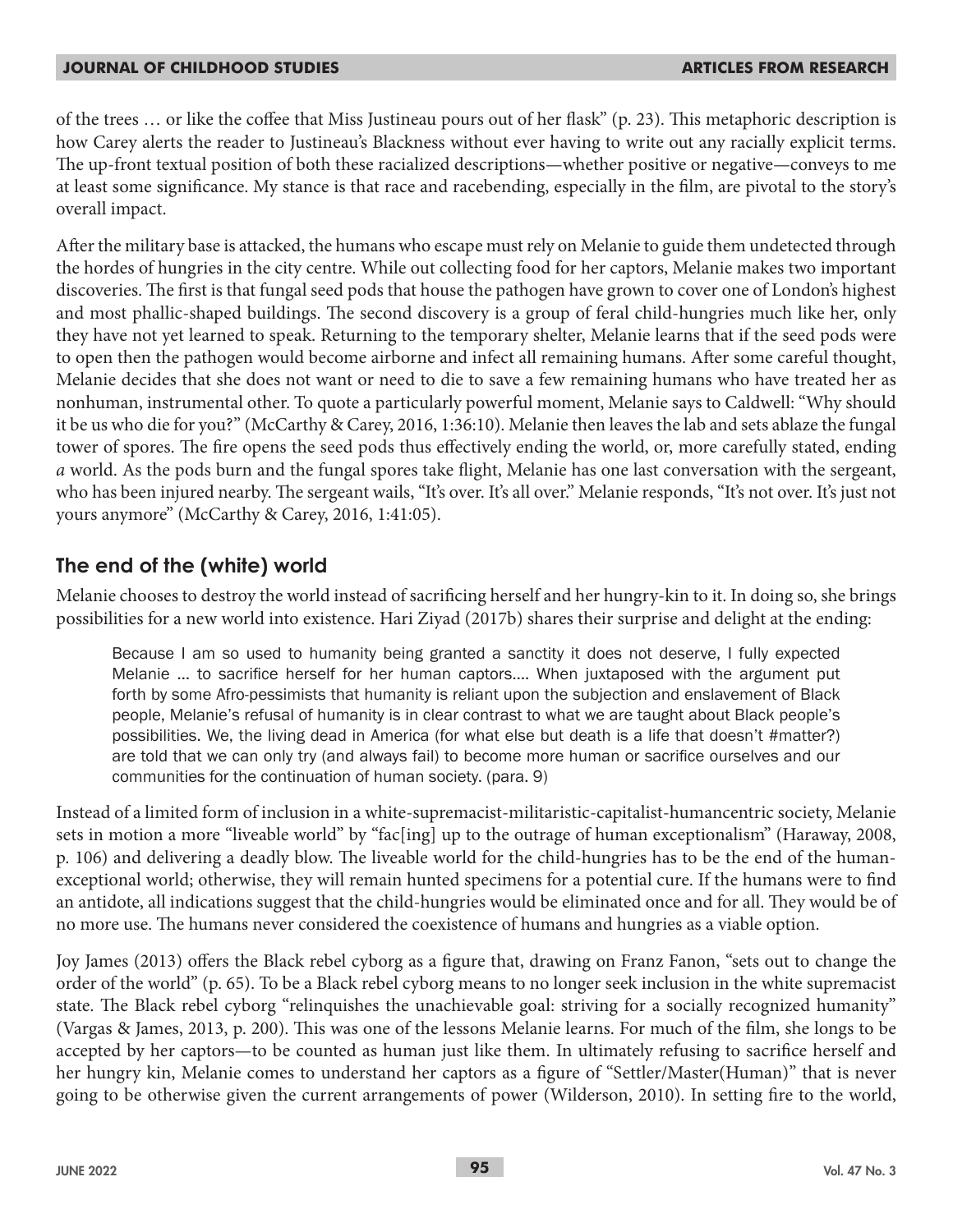of the trees … or like the coffee that Miss Justineau pours out of her flask" (p. 23). This metaphoric description is how Carey alerts the reader to Justineau's Blackness without ever having to write out any racially explicit terms. The up-front textual position of both these racialized descriptions—whether positive or negative—conveys to me at least some significance. My stance is that race and racebending, especially in the film, are pivotal to the story's overall impact.

After the military base is attacked, the humans who escape must rely on Melanie to guide them undetected through the hordes of hungries in the city centre. While out collecting food for her captors, Melanie makes two important discoveries. The first is that fungal seed pods that house the pathogen have grown to cover one of London's highest and most phallic-shaped buildings. The second discovery is a group of feral child-hungries much like her, only they have not yet learned to speak. Returning to the temporary shelter, Melanie learns that if the seed pods were to open then the pathogen would become airborne and infect all remaining humans. After some careful thought, Melanie decides that she does not want or need to die to save a few remaining humans who have treated her as nonhuman, instrumental other. To quote a particularly powerful moment, Melanie says to Caldwell: "Why should it be us who die for you?" (McCarthy & Carey, 2016, 1:36:10). Melanie then leaves the lab and sets ablaze the fungal tower of spores. The fire opens the seed pods thus effectively ending the world, or, more carefully stated, ending *a* world. As the pods burn and the fungal spores take flight, Melanie has one last conversation with the sergeant, who has been injured nearby. The sergeant wails, "It's over. It's all over." Melanie responds, "It's not over. It's just not yours anymore" (McCarthy & Carey, 2016, 1:41:05).

## The end of the (white) world

Melanie chooses to destroy the world instead of sacrificing herself and her hungry-kin to it. In doing so, she brings possibilities for a new world into existence. Hari Ziyad (2017b) shares their surprise and delight at the ending:

> Because I am so used to humanity being granted a sanctity it does not deserve, I fully expected Melanie … to sacrifice herself for her human captors…. When juxtaposed with the argument put forth by some Afro-pessimists that humanity is reliant upon the subjection and enslavement of Black people, Melanie's refusal of humanity is in clear contrast to what we are taught about Black people's possibilities. We, the living dead in America (for what else but death is a life that doesn't #matter?) are told that we can only try (and always fail) to become more human or sacrifice ourselves and our communities for the continuation of human society. (para. 9)

Instead of a limited form of inclusion in a white-supremacist-militaristic-capitalist-humancentric society, Melanie sets in motion a more "liveable world" by "fac[ing] up to the outrage of human exceptionalism" (Haraway, 2008, p. 106) and delivering a deadly blow. The liveable world for the child-hungries has to be the end of the human-exceptional world; otherwise, they will remain hunted specimens for a potential cure. If the humans were to find an antidote, all indications suggest that the child-hungries would be eliminated once and for all. They would be of no more use. The humans never considered the coexistence of humans and hungries as a viable option.

Joy James (2013) offers the Black rebel cyborg as a figure that, drawing on Franz Fanon, "sets out to change the order of the world" (p. 65). To be a Black rebel cyborg means to no longer seek inclusion in the white supremacist state. The Black rebel cyborg "relinquishes the unachievable goal: striving for a socially recognized humanity" (Vargas & James, 2013, p. 200). This was one of the lessons Melanie learns. For much of the film, she longs to be accepted by her captors—to be counted as human just like them. In ultimately refusing to sacrifice herself and her hungry kin, Melanie comes to understand her captors as a figure of "Settler/Master(Human)" that is never going to be otherwise given the current arrangements of power (Wilderson, 2010). In setting fire to the world,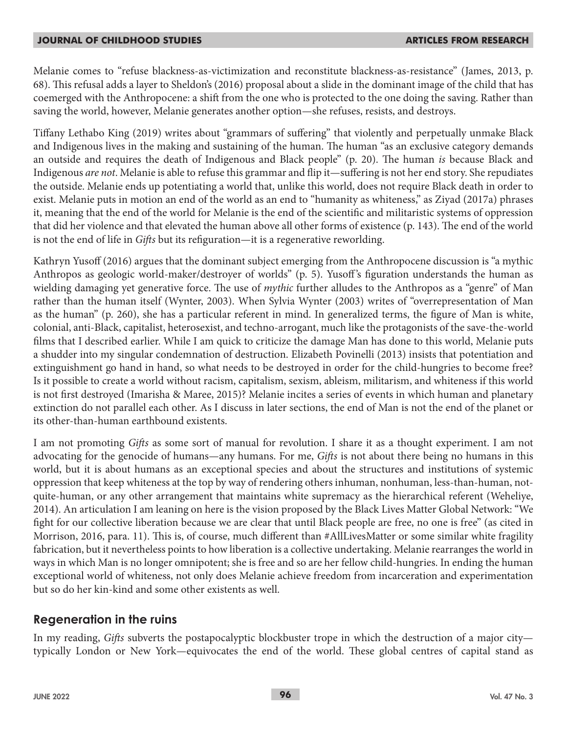Melanie comes to "refuse blackness-as-victimization and reconstitute blackness-as-resistance" (James, 2013, p. 68). This refusal adds a layer to Sheldon's (2016) proposal about a slide in the dominant image of the child that has coemerged with the Anthropocene: a shift from the one who is protected to the one doing the saving. Rather than saving the world, however, Melanie generates another option—she refuses, resists, and destroys.

Tiffany Lethabo King (2019) writes about "grammars of suffering" that violently and perpetually unmake Black and Indigenous lives in the making and sustaining of the human. The human "as an exclusive category demands an outside and requires the death of Indigenous and Black people" (p. 20). The human *is* because Black and Indigenous *are not*. Melanie is able to refuse this grammar and flip it—suffering is not her end story. She repudiates the outside. Melanie ends up potentiating a world that, unlike this world, does not require Black death in order to exist. Melanie puts in motion an end of the world as an end to "humanity as whiteness," as Ziyad (2017a) phrases it, meaning that the end of the world for Melanie is the end of the scientific and militaristic systems of oppression that did her violence and that elevated the human above all other forms of existence (p. 143). The end of the world is not the end of life in *Gifts* but its refiguration—it is a regenerative reworlding.

Kathryn Yusoff (2016) argues that the dominant subject emerging from the Anthropocene discussion is "a mythic Anthropos as geologic world-maker/destroyer of worlds" (p. 5). Yusoff's figuration understands the human as wielding damaging yet generative force. The use of *mythic* further alludes to the Anthropos as a "genre" of Man rather than the human itself (Wynter, 2003). When Sylvia Wynter (2003) writes of "overrepresentation of Man as the human" (p. 260), she has a particular referent in mind. In generalized terms, the figure of Man is white, colonial, anti-Black, capitalist, heterosexist, and techno-arrogant, much like the protagonists of the save-the-world films that I described earlier. While I am quick to criticize the damage Man has done to this world, Melanie puts a shudder into my singular condemnation of destruction. Elizabeth Povinelli (2013) insists that potentiation and extinguishment go hand in hand, so what needs to be destroyed in order for the child-hungries to become free? Is it possible to create a world without racism, capitalism, sexism, ableism, militarism, and whiteness if this world is not first destroyed (Imarisha & Maree, 2015)? Melanie incites a series of events in which human and planetary extinction do not parallel each other. As I discuss in later sections, the end of Man is not the end of the planet or its other-than-human earthbound existents.

I am not promoting *Gifts* as some sort of manual for revolution. I share it as a thought experiment. I am not advocating for the genocide of humans—any humans. For me, *Gifts* is not about there being no humans in this world, but it is about humans as an exceptional species and about the structures and institutions of systemic oppression that keep whiteness at the top by way of rendering others inhuman, nonhuman, less-than-human, not-quite-human, or any other arrangement that maintains white supremacy as the hierarchical referent (Weheliye, 2014). An articulation I am leaning on here is the vision proposed by the Black Lives Matter Global Network: "We fight for our collective liberation because we are clear that until Black people are free, no one is free" (as cited in Morrison, 2016, para. 11). This is, of course, much different than #AllLivesMatter or some similar white fragility fabrication, but it nevertheless points to how liberation is a collective undertaking. Melanie rearranges the world in ways in which Man is no longer omnipotent; she is free and so are her fellow child-hungries. In ending the human exceptional world of whiteness, not only does Melanie achieve freedom from incarceration and experimentation but so do her kin-kind and some other existents as well.

## Regeneration in the ruins

In my reading, *Gifts* subverts the postapocalyptic blockbuster trope in which the destruction of a major city—typically London or New York—equivocates the end of the world. These global centres of capital stand as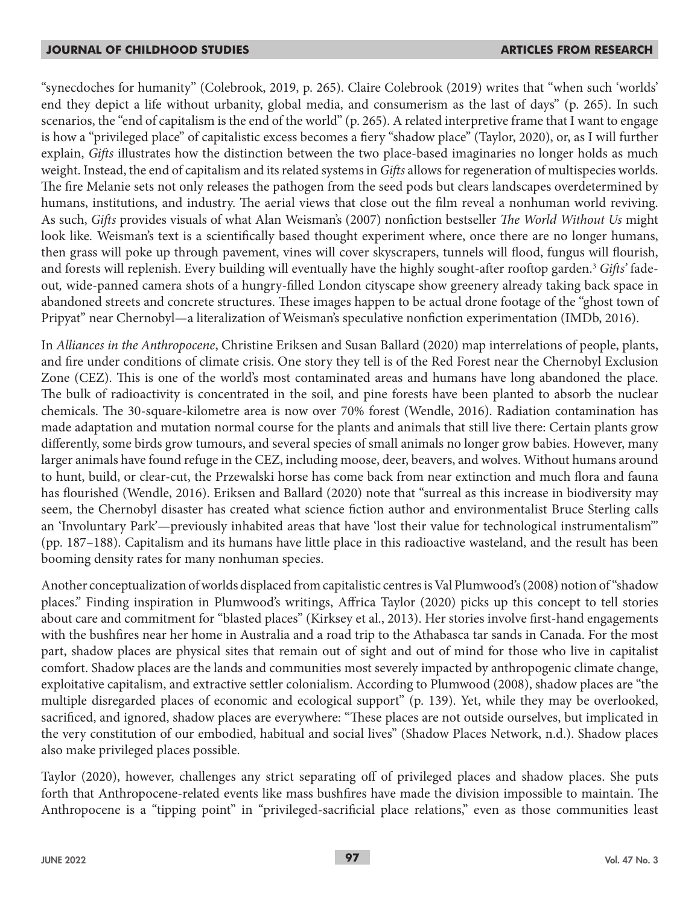"synecdoches for humanity" (Colebrook, 2019, p. 265). Claire Colebrook (2019) writes that "when such 'worlds' end they depict a life without urbanity, global media, and consumerism as the last of days" (p. 265). In such scenarios, the "end of capitalism is the end of the world" (p. 265). A related interpretive frame that I want to engage is how a "privileged place" of capitalistic excess becomes a fiery "shadow place" (Taylor, 2020), or, as I will further explain, *Gifts* illustrates how the distinction between the two place-based imaginaries no longer holds as much weight. Instead, the end of capitalism and its related systems in *Gifts* allows for regeneration of multispecies worlds. The fire Melanie sets not only releases the pathogen from the seed pods but clears landscapes overdetermined by humans, institutions, and industry. The aerial views that close out the film reveal a nonhuman world reviving. As such, *Gifts* provides visuals of what Alan Weisman's (2007) nonfiction bestseller *The World Without Us* might look like. Weisman's text is a scientifically based thought experiment where, once there are no longer humans, then grass will poke up through pavement, vines will cover skyscrapers, tunnels will flood, fungus will flourish, and forests will replenish. Every building will eventually have the highly sought-after rooftop garden.[3] *Gifts'* fade-out, wide-panned camera shots of a hungry-filled London cityscape show greenery already taking back space in abandoned streets and concrete structures. These images happen to be actual drone footage of the "ghost town of Pripyat" near Chernobyl—a literalization of Weisman's speculative nonfiction experimentation (IMDb, 2016).

In *Alliances in the Anthropocene*, Christine Eriksen and Susan Ballard (2020) map interrelations of people, plants, and fire under conditions of climate crisis. One story they tell is of the Red Forest near the Chernobyl Exclusion Zone (CEZ). This is one of the world's most contaminated areas and humans have long abandoned the place. The bulk of radioactivity is concentrated in the soil, and pine forests have been planted to absorb the nuclear chemicals. The 30-square-kilometre area is now over 70% forest (Wendle, 2016). Radiation contamination has made adaptation and mutation normal course for the plants and animals that still live there: Certain plants grow differently, some birds grow tumours, and several species of small animals no longer grow babies. However, many larger animals have found refuge in the CEZ, including moose, deer, beavers, and wolves. Without humans around to hunt, build, or clear-cut, the Przewalski horse has come back from near extinction and much flora and fauna has flourished (Wendle, 2016). Eriksen and Ballard (2020) note that "surreal as this increase in biodiversity may seem, the Chernobyl disaster has created what science fiction author and environmentalist Bruce Sterling calls an 'Involuntary Park'—previously inhabited areas that have 'lost their value for technological instrumentalism'" (pp. 187–188). Capitalism and its humans have little place in this radioactive wasteland, and the result has been booming density rates for many nonhuman species.

Another conceptualization of worlds displaced from capitalistic centres is Val Plumwood's (2008) notion of "shadow places." Finding inspiration in Plumwood's writings, Affrica Taylor (2020) picks up this concept to tell stories about care and commitment for "blasted places" (Kirksey et al., 2013). Her stories involve first-hand engagements with the bushfires near her home in Australia and a road trip to the Athabasca tar sands in Canada. For the most part, shadow places are physical sites that remain out of sight and out of mind for those who live in capitalist comfort. Shadow places are the lands and communities most severely impacted by anthropogenic climate change, exploitative capitalism, and extractive settler colonialism. According to Plumwood (2008), shadow places are "the multiple disregarded places of economic and ecological support" (p. 139). Yet, while they may be overlooked, sacrificed, and ignored, shadow places are everywhere: "These places are not outside ourselves, but implicated in the very constitution of our embodied, habitual and social lives" (Shadow Places Network, n.d.). Shadow places also make privileged places possible.

Taylor (2020), however, challenges any strict separating off of privileged places and shadow places. She puts forth that Anthropocene-related events like mass bushfires have made the division impossible to maintain. The Anthropocene is a "tipping point" in "privileged-sacrificial place relations," even as those communities least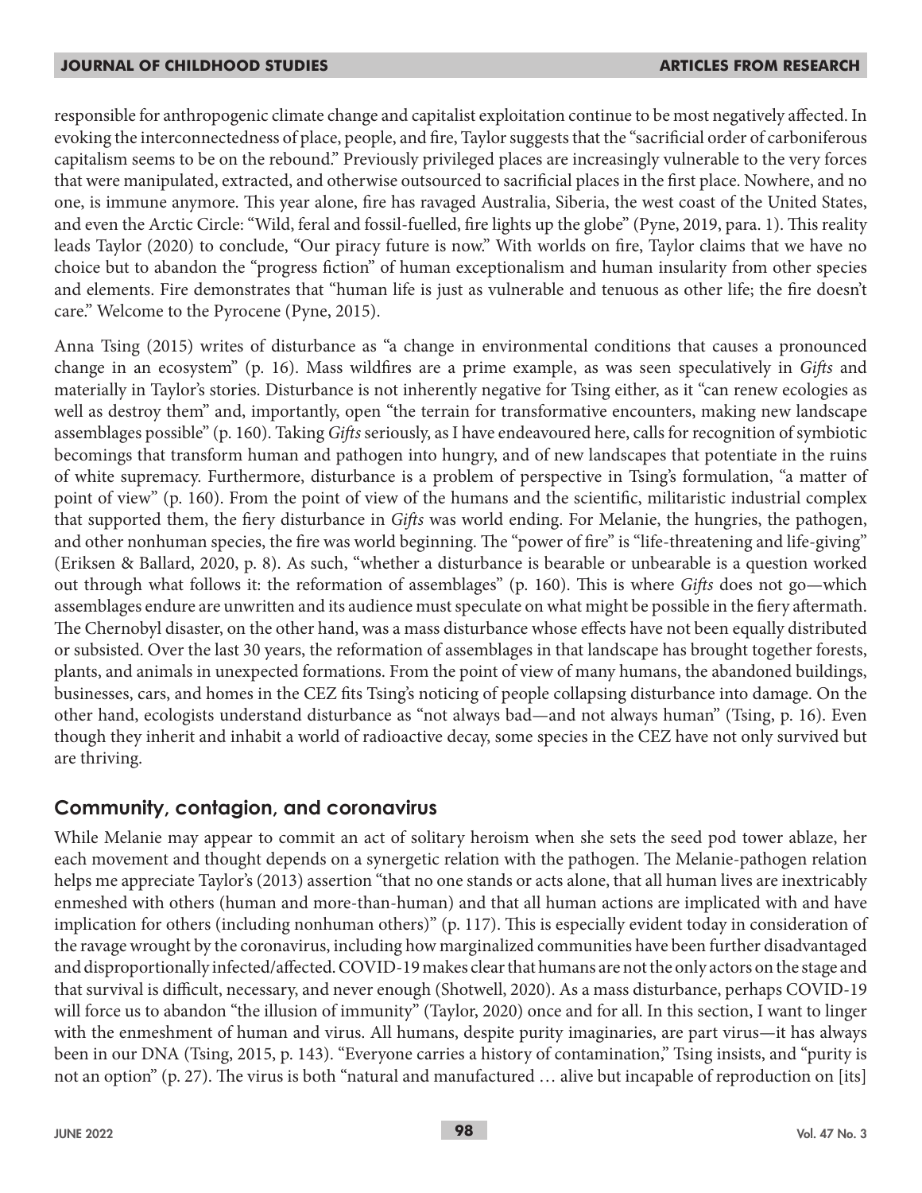responsible for anthropogenic climate change and capitalist exploitation continue to be most negatively affected. In evoking the interconnectedness of place, people, and fire, Taylor suggests that the "sacrificial order of carboniferous capitalism seems to be on the rebound." Previously privileged places are increasingly vulnerable to the very forces that were manipulated, extracted, and otherwise outsourced to sacrificial places in the first place. Nowhere, and no one, is immune anymore. This year alone, fire has ravaged Australia, Siberia, the west coast of the United States, and even the Arctic Circle: "Wild, feral and fossil-fuelled, fire lights up the globe" (Pyne, 2019, para. 1). This reality leads Taylor (2020) to conclude, "Our piracy future is now." With worlds on fire, Taylor claims that we have no choice but to abandon the "progress fiction" of human exceptionalism and human insularity from other species and elements. Fire demonstrates that "human life is just as vulnerable and tenuous as other life; the fire doesn't care." Welcome to the Pyrocene (Pyne, 2015).

Anna Tsing (2015) writes of disturbance as "a change in environmental conditions that causes a pronounced change in an ecosystem" (p. 16). Mass wildfires are a prime example, as was seen speculatively in *Gifts* and materially in Taylor's stories. Disturbance is not inherently negative for Tsing either, as it "can renew ecologies as well as destroy them" and, importantly, open "the terrain for transformative encounters, making new landscape assemblages possible" (p. 160). Taking *Gifts* seriously, as I have endeavoured here, calls for recognition of symbiotic becomings that transform human and pathogen into hungry, and of new landscapes that potentiate in the ruins of white supremacy. Furthermore, disturbance is a problem of perspective in Tsing's formulation, "a matter of point of view" (p. 160). From the point of view of the humans and the scientific, militaristic industrial complex that supported them, the fiery disturbance in *Gifts* was world ending. For Melanie, the hungries, the pathogen, and other nonhuman species, the fire was world beginning. The "power of fire" is "life-threatening and life-giving" (Eriksen & Ballard, 2020, p. 8). As such, "whether a disturbance is bearable or unbearable is a question worked out through what follows it: the reformation of assemblages" (p. 160). This is where *Gifts* does not go—which assemblages endure are unwritten and its audience must speculate on what might be possible in the fiery aftermath. The Chernobyl disaster, on the other hand, was a mass disturbance whose effects have not been equally distributed or subsisted. Over the last 30 years, the reformation of assemblages in that landscape has brought together forests, plants, and animals in unexpected formations. From the point of view of many humans, the abandoned buildings, businesses, cars, and homes in the CEZ fits Tsing's noticing of people collapsing disturbance into damage. On the other hand, ecologists understand disturbance as "not always bad—and not always human" (Tsing, p. 16). Even though they inherit and inhabit a world of radioactive decay, some species in the CEZ have not only survived but are thriving.

## Community, contagion, and coronavirus

While Melanie may appear to commit an act of solitary heroism when she sets the seed pod tower ablaze, her each movement and thought depends on a synergetic relation with the pathogen. The Melanie-pathogen relation helps me appreciate Taylor's (2013) assertion "that no one stands or acts alone, that all human lives are inextricably enmeshed with others (human and more-than-human) and that all human actions are implicated with and have implication for others (including nonhuman others)" (p. 117). This is especially evident today in consideration of the ravage wrought by the coronavirus, including how marginalized communities have been further disadvantaged and disproportionally infected/affected. COVID-19 makes clear that humans are not the only actors on the stage and that survival is difficult, necessary, and never enough (Shotwell, 2020). As a mass disturbance, perhaps COVID-19 will force us to abandon "the illusion of immunity" (Taylor, 2020) once and for all. In this section, I want to linger with the enmeshment of human and virus. All humans, despite purity imaginaries, are part virus—it has always been in our DNA (Tsing, 2015, p. 143). "Everyone carries a history of contamination," Tsing insists, and "purity is not an option" (p. 27). The virus is both "natural and manufactured … alive but incapable of reproduction on [its]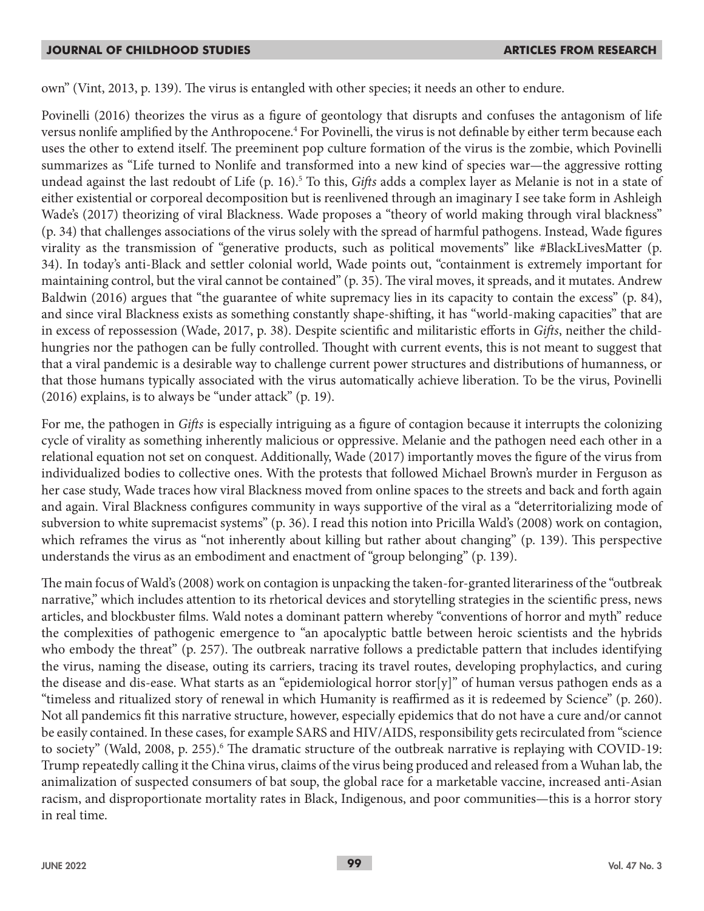own" (Vint, 2013, p. 139). The virus is entangled with other species; it needs an other to endure.

Povinelli (2016) theorizes the virus as a figure of geontology that disrupts and confuses the antagonism of life versus nonlife amplified by the Anthropocene.[4] For Povinelli, the virus is not definable by either term because each uses the other to extend itself. The preeminent pop culture formation of the virus is the zombie, which Povinelli summarizes as "Life turned to Nonlife and transformed into a new kind of species war—the aggressive rotting undead against the last redoubt of Life (p. 16).[5] To this, *Gifts* adds a complex layer as Melanie is not in a state of either existential or corporeal decomposition but is reenlivened through an imaginary I see take form in Ashleigh Wade's (2017) theorizing of viral Blackness. Wade proposes a "theory of world making through viral blackness" (p. 34) that challenges associations of the virus solely with the spread of harmful pathogens. Instead, Wade figures virality as the transmission of "generative products, such as political movements" like #BlackLivesMatter (p. 34). In today's anti-Black and settler colonial world, Wade points out, "containment is extremely important for maintaining control, but the viral cannot be contained" (p. 35). The viral moves, it spreads, and it mutates. Andrew Baldwin (2016) argues that "the guarantee of white supremacy lies in its capacity to contain the excess" (p. 84), and since viral Blackness exists as something constantly shape-shifting, it has "world-making capacities" that are in excess of repossession (Wade, 2017, p. 38). Despite scientific and militaristic efforts in *Gifts*, neither the child-hungries nor the pathogen can be fully controlled. Thought with current events, this is not meant to suggest that that a viral pandemic is a desirable way to challenge current power structures and distributions of humanness, or that those humans typically associated with the virus automatically achieve liberation. To be the virus, Povinelli (2016) explains, is to always be "under attack" (p. 19).

For me, the pathogen in *Gifts* is especially intriguing as a figure of contagion because it interrupts the colonizing cycle of virality as something inherently malicious or oppressive. Melanie and the pathogen need each other in a relational equation not set on conquest. Additionally, Wade (2017) importantly moves the figure of the virus from individualized bodies to collective ones. With the protests that followed Michael Brown's murder in Ferguson as her case study, Wade traces how viral Blackness moved from online spaces to the streets and back and forth again and again. Viral Blackness configures community in ways supportive of the viral as a "deterritorializing mode of subversion to white supremacist systems" (p. 36). I read this notion into Pricilla Wald's (2008) work on contagion, which reframes the virus as "not inherently about killing but rather about changing" (p. 139). This perspective understands the virus as an embodiment and enactment of "group belonging" (p. 139).

The main focus of Wald's (2008) work on contagion is unpacking the taken-for-granted literariness of the "outbreak narrative," which includes attention to its rhetorical devices and storytelling strategies in the scientific press, news articles, and blockbuster films. Wald notes a dominant pattern whereby "conventions of horror and myth" reduce the complexities of pathogenic emergence to "an apocalyptic battle between heroic scientists and the hybrids who embody the threat" (p. 257). The outbreak narrative follows a predictable pattern that includes identifying the virus, naming the disease, outing its carriers, tracing its travel routes, developing prophylactics, and curing the disease and dis-ease. What starts as an "epidemiological horror stor[y]" of human versus pathogen ends as a "timeless and ritualized story of renewal in which Humanity is reaffirmed as it is redeemed by Science" (p. 260). Not all pandemics fit this narrative structure, however, especially epidemics that do not have a cure and/or cannot be easily contained. In these cases, for example SARS and HIV/AIDS, responsibility gets recirculated from "science to society" (Wald, 2008, p. 255).[6] The dramatic structure of the outbreak narrative is replaying with COVID-19: Trump repeatedly calling it the China virus, claims of the virus being produced and released from a Wuhan lab, the animalization of suspected consumers of bat soup, the global race for a marketable vaccine, increased anti-Asian racism, and disproportionate mortality rates in Black, Indigenous, and poor communities—this is a horror story in real time.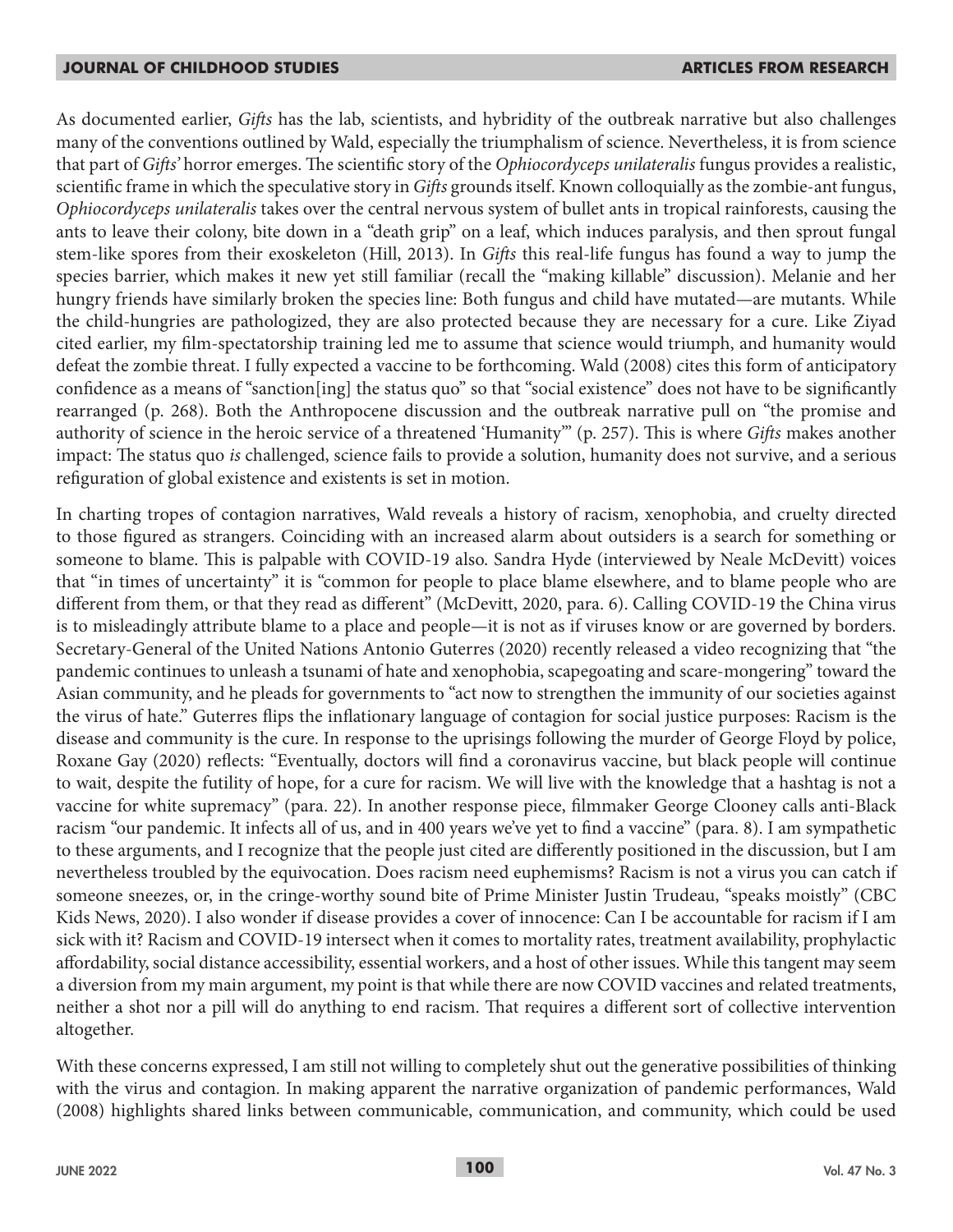As documented earlier, *Gifts* has the lab, scientists, and hybridity of the outbreak narrative but also challenges many of the conventions outlined by Wald, especially the triumphalism of science. Nevertheless, it is from science that part of *Gifts'* horror emerges. The scientific story of the *Ophiocordyceps unilateralis* fungus provides a realistic, scientific frame in which the speculative story in *Gifts* grounds itself. Known colloquially as the zombie-ant fungus, *Ophiocordyceps unilateralis* takes over the central nervous system of bullet ants in tropical rainforests, causing the ants to leave their colony, bite down in a "death grip" on a leaf, which induces paralysis, and then sprout fungal stem-like spores from their exoskeleton (Hill, 2013). In *Gifts* this real-life fungus has found a way to jump the species barrier, which makes it new yet still familiar (recall the "making killable" discussion). Melanie and her hungry friends have similarly broken the species line: Both fungus and child have mutated—are mutants. While the child-hungries are pathologized, they are also protected because they are necessary for a cure. Like Ziyad cited earlier, my film-spectatorship training led me to assume that science would triumph, and humanity would defeat the zombie threat. I fully expected a vaccine to be forthcoming. Wald (2008) cites this form of anticipatory confidence as a means of "sanction[ing] the status quo" so that "social existence" does not have to be significantly rearranged (p. 268). Both the Anthropocene discussion and the outbreak narrative pull on "the promise and authority of science in the heroic service of a threatened 'Humanity'" (p. 257). This is where *Gifts* makes another impact: The status quo *is* challenged, science fails to provide a solution, humanity does not survive, and a serious refiguration of global existence and existents is set in motion.

In charting tropes of contagion narratives, Wald reveals a history of racism, xenophobia, and cruelty directed to those figured as strangers. Coinciding with an increased alarm about outsiders is a search for something or someone to blame. This is palpable with COVID-19 also. Sandra Hyde (interviewed by Neale McDevitt) voices that "in times of uncertainty" it is "common for people to place blame elsewhere, and to blame people who are different from them, or that they read as different" (McDevitt, 2020, para. 6). Calling COVID-19 the China virus is to misleadingly attribute blame to a place and people—it is not as if viruses know or are governed by borders. Secretary-General of the United Nations Antonio Guterres (2020) recently released a video recognizing that "the pandemic continues to unleash a tsunami of hate and xenophobia, scapegoating and scare-mongering" toward the Asian community, and he pleads for governments to "act now to strengthen the immunity of our societies against the virus of hate." Guterres flips the inflationary language of contagion for social justice purposes: Racism is the disease and community is the cure. In response to the uprisings following the murder of George Floyd by police, Roxane Gay (2020) reflects: "Eventually, doctors will find a coronavirus vaccine, but black people will continue to wait, despite the futility of hope, for a cure for racism. We will live with the knowledge that a hashtag is not a vaccine for white supremacy" (para. 22). In another response piece, filmmaker George Clooney calls anti-Black racism "our pandemic. It infects all of us, and in 400 years we've yet to find a vaccine" (para. 8). I am sympathetic to these arguments, and I recognize that the people just cited are differently positioned in the discussion, but I am nevertheless troubled by the equivocation. Does racism need euphemisms? Racism is not a virus you can catch if someone sneezes, or, in the cringe-worthy sound bite of Prime Minister Justin Trudeau, "speaks moistly" (CBC Kids News, 2020). I also wonder if disease provides a cover of innocence: Can I be accountable for racism if I am sick with it? Racism and COVID-19 intersect when it comes to mortality rates, treatment availability, prophylactic affordability, social distance accessibility, essential workers, and a host of other issues. While this tangent may seem a diversion from my main argument, my point is that while there are now COVID vaccines and related treatments, neither a shot nor a pill will do anything to end racism. That requires a different sort of collective intervention altogether.

With these concerns expressed, I am still not willing to completely shut out the generative possibilities of thinking with the virus and contagion. In making apparent the narrative organization of pandemic performances, Wald (2008) highlights shared links between communicable, communication, and community, which could be used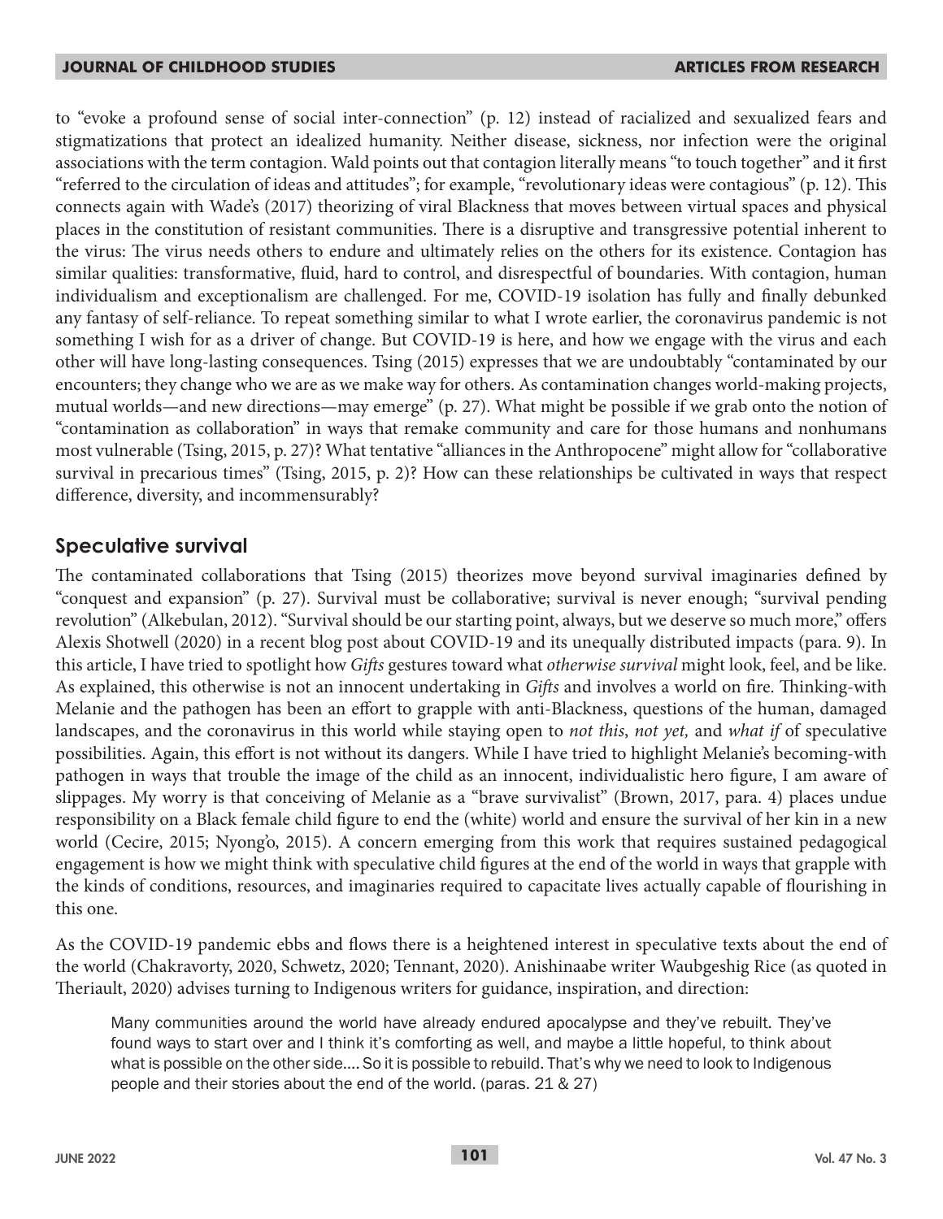to "evoke a profound sense of social inter-connection" (p. 12) instead of racialized and sexualized fears and stigmatizations that protect an idealized humanity. Neither disease, sickness, nor infection were the original associations with the term contagion. Wald points out that contagion literally means "to touch together" and it first "referred to the circulation of ideas and attitudes"; for example, "revolutionary ideas were contagious" (p. 12). This connects again with Wade's (2017) theorizing of viral Blackness that moves between virtual spaces and physical places in the constitution of resistant communities. There is a disruptive and transgressive potential inherent to the virus: The virus needs others to endure and ultimately relies on the others for its existence. Contagion has similar qualities: transformative, fluid, hard to control, and disrespectful of boundaries. With contagion, human individualism and exceptionalism are challenged. For me, COVID-19 isolation has fully and finally debunked any fantasy of self-reliance. To repeat something similar to what I wrote earlier, the coronavirus pandemic is not something I wish for as a driver of change. But COVID-19 is here, and how we engage with the virus and each other will have long-lasting consequences. Tsing (2015) expresses that we are undoubtably "contaminated by our encounters; they change who we are as we make way for others. As contamination changes world-making projects, mutual worlds—and new directions—may emerge" (p. 27). What might be possible if we grab onto the notion of "contamination as collaboration" in ways that remake community and care for those humans and nonhumans most vulnerable (Tsing, 2015, p. 27)? What tentative "alliances in the Anthropocene" might allow for "collaborative survival in precarious times" (Tsing, 2015, p. 2)? How can these relationships be cultivated in ways that respect difference, diversity, and incommensurably?

## Speculative survival

The contaminated collaborations that Tsing (2015) theorizes move beyond survival imaginaries defined by "conquest and expansion" (p. 27). Survival must be collaborative; survival is never enough; "survival pending revolution" (Alkebulan, 2012). "Survival should be our starting point, always, but we deserve so much more," offers Alexis Shotwell (2020) in a recent blog post about COVID-19 and its unequally distributed impacts (para. 9). In this article, I have tried to spotlight how *Gifts* gestures toward what *otherwise survival* might look, feel, and be like. As explained, this otherwise is not an innocent undertaking in *Gifts* and involves a world on fire. Thinking-with Melanie and the pathogen has been an effort to grapple with anti-Blackness, questions of the human, damaged landscapes, and the coronavirus in this world while staying open to *not this*, *not yet,* and *what if* of speculative possibilities. Again, this effort is not without its dangers. While I have tried to highlight Melanie's becoming-with pathogen in ways that trouble the image of the child as an innocent, individualistic hero figure, I am aware of slippages. My worry is that conceiving of Melanie as a "brave survivalist" (Brown, 2017, para. 4) places undue responsibility on a Black female child figure to end the (white) world and ensure the survival of her kin in a new world (Cecire, 2015; Nyong'o, 2015). A concern emerging from this work that requires sustained pedagogical engagement is how we might think with speculative child figures at the end of the world in ways that grapple with the kinds of conditions, resources, and imaginaries required to capacitate lives actually capable of flourishing in this one.

As the COVID-19 pandemic ebbs and flows there is a heightened interest in speculative texts about the end of the world (Chakravorty, 2020, Schwetz, 2020; Tennant, 2020). Anishinaabe writer Waubgeshig Rice (as quoted in Theriault, 2020) advises turning to Indigenous writers for guidance, inspiration, and direction:

> Many communities around the world have already endured apocalypse and they've rebuilt. They've found ways to start over and I think it's comforting as well, and maybe a little hopeful, to think about what is possible on the other side.... So it is possible to rebuild. That's why we need to look to Indigenous people and their stories about the end of the world. (paras. 21 & 27)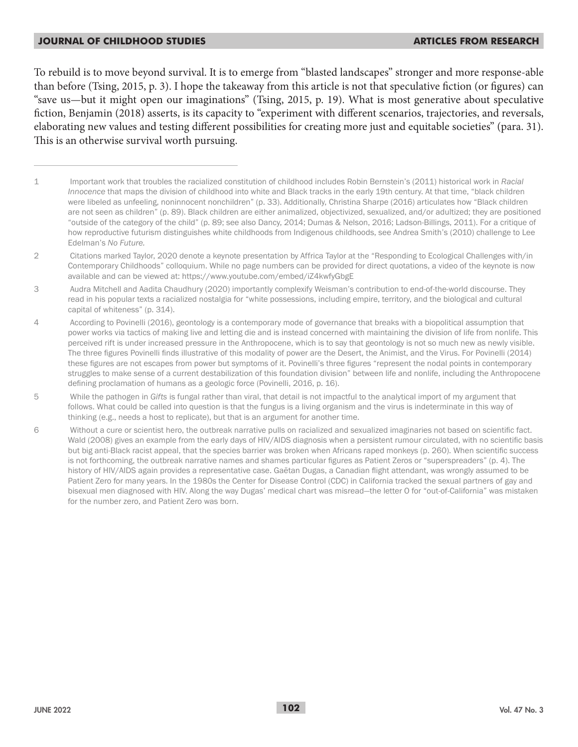To rebuild is to move beyond survival. It is to emerge from "blasted landscapes" stronger and more response-able than before (Tsing, 2015, p. 3). I hope the takeaway from this article is not that speculative fiction (or figures) can "save us—but it might open our imaginations" (Tsing, 2015, p. 19). What is most generative about speculative fiction, Benjamin (2018) asserts, is its capacity to "experiment with different scenarios, trajectories, and reversals, elaborating new values and testing different possibilities for creating more just and equitable societies" (para. 31). This is an otherwise survival worth pursuing.

---

1 Important work that troubles the racialized constitution of childhood includes Robin Bernstein's (2011) historical work in *Racial Innocence* that maps the division of childhood into white and Black tracks in the early 19th century. At that time, "black children were libeled as unfeeling, noninnocent nonchildren" (p. 33). Additionally, Christina Sharpe (2016) articulates how "Black children are not seen as children" (p. 89). Black children are either animalized, objectivized, sexualized, and/or adultized; they are positioned "outside of the category of the child" (p. 89; see also Dancy, 2014; Dumas & Nelson, 2016; Ladson-Billings, 2011). For a critique of how reproductive futurism distinguishes white childhoods from Indigenous childhoods, see Andrea Smith's (2010) challenge to Lee Edelman's *No Future*.

2 Citations marked Taylor, 2020 denote a keynote presentation by Affrica Taylor at the "Responding to Ecological Challenges with/in Contemporary Childhoods" colloquium. While no page numbers can be provided for direct quotations, a video of the keynote is now available and can be viewed at: https://www.youtube.com/embed/iZ4kwfyGbgE

3 Audra Mitchell and Aadita Chaudhury (2020) importantly complexify Weisman's contribution to end-of-the-world discourse. They read in his popular texts a racialized nostalgia for "white possessions, including empire, territory, and the biological and cultural capital of whiteness" (p. 314).

4 According to Povinelli (2016), geontology is a contemporary mode of governance that breaks with a biopolitical assumption that power works via tactics of making live and letting die and is instead concerned with maintaining the division of life from nonlife. This perceived rift is under increased pressure in the Anthropocene, which is to say that geontology is not so much new as newly visible. The three figures Povinelli finds illustrative of this modality of power are the Desert, the Animist, and the Virus. For Povinelli (2014) these figures are not escapes from power but symptoms of it. Povinelli's three figures "represent the nodal points in contemporary struggles to make sense of a current destabilization of this foundation division" between life and nonlife, including the Anthropocene defining proclamation of humans as a geologic force (Povinelli, 2016, p. 16).

5 While the pathogen in *Gifts* is fungal rather than viral, that detail is not impactful to the analytical import of my argument that follows. What could be called into question is that the fungus is a living organism and the virus is indeterminate in this way of thinking (e.g., needs a host to replicate), but that is an argument for another time.

6 Without a cure or scientist hero, the outbreak narrative pulls on racialized and sexualized imaginaries not based on scientific fact. Wald (2008) gives an example from the early days of HIV/AIDS diagnosis when a persistent rumour circulated, with no scientific basis but big anti-Black racist appeal, that the species barrier was broken when Africans raped monkeys (p. 260). When scientific success is not forthcoming, the outbreak narrative names and shames particular figures as Patient Zeros or "superspreaders" (p. 4). The history of HIV/AIDS again provides a representative case. Gaëtan Dugas, a Canadian flight attendant, was wrongly assumed to be Patient Zero for many years. In the 1980s the Center for Disease Control (CDC) in California tracked the sexual partners of gay and bisexual men diagnosed with HIV. Along the way Dugas' medical chart was misread—the letter O for "out-of-California" was mistaken for the number zero, and Patient Zero was born.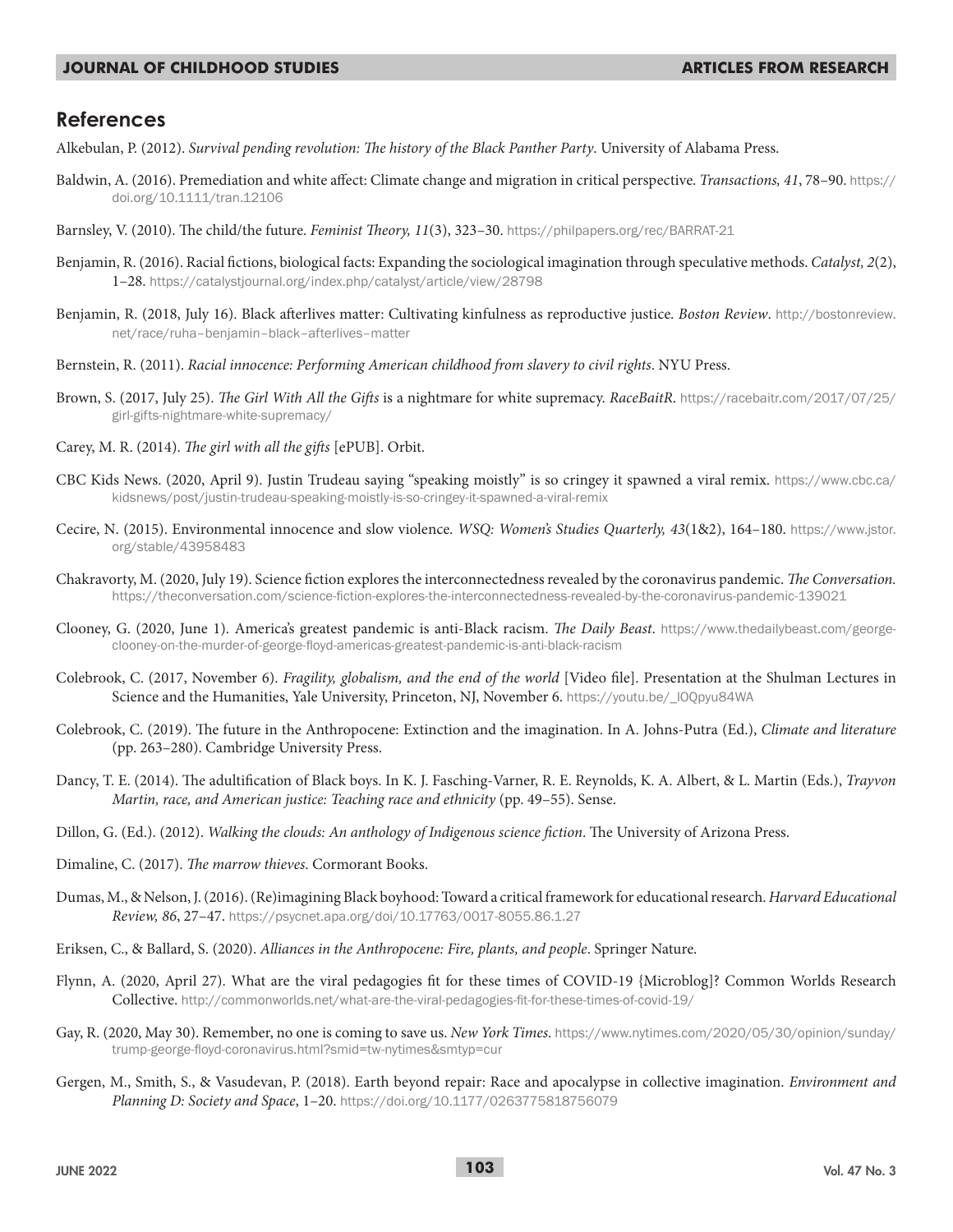## References

Alkebulan, P. (2012). *Survival pending revolution: The history of the Black Panther Party*. University of Alabama Press.

Baldwin, A. (2016). Premediation and white affect: Climate change and migration in critical perspective. *Transactions, 41*, 78–90. https://doi.org/10.1111/tran.12106

Barnsley, V. (2010). The child/the future. *Feminist Theory, 11*(3), 323–30. https://philpapers.org/rec/BARRAT-21

Benjamin, R. (2016). Racial fictions, biological facts: Expanding the sociological imagination through speculative methods. *Catalyst, 2*(2), 1–28. https://catalystjournal.org/index.php/catalyst/article/view/28798

Benjamin, R. (2018, July 16). Black afterlives matter: Cultivating kinfulness as reproductive justice. *Boston Review*. http://bostonreview.net/race/ruha–benjamin–black–afterlives–matter

Bernstein, R. (2011). *Racial innocence: Performing American childhood from slavery to civil rights*. NYU Press.

Brown, S. (2017, July 25). *The Girl With All the Gifts* is a nightmare for white supremacy. *RaceBaitR*. https://racebaitr.com/2017/07/25/girl-gifts-nightmare-white-supremacy/

Carey, M. R. (2014). *The girl with all the gifts* [ePUB]. Orbit.

CBC Kids News. (2020, April 9). Justin Trudeau saying "speaking moistly" is so cringey it spawned a viral remix. https://www.cbc.ca/kidsnews/post/justin-trudeau-speaking-moistly-is-so-cringey-it-spawned-a-viral-remix

Cecire, N. (2015). Environmental innocence and slow violence. *WSQ: Women's Studies Quarterly, 43*(1&2), 164–180. https://www.jstor.org/stable/43958483

Chakravorty, M. (2020, July 19). Science fiction explores the interconnectedness revealed by the coronavirus pandemic. *The Conversation.* https://theconversation.com/science-fiction-explores-the-interconnectedness-revealed-by-the-coronavirus-pandemic-139021

Clooney, G. (2020, June 1). America's greatest pandemic is anti-Black racism. *The Daily Beast*. https://www.thedailybeast.com/george-clooney-on-the-murder-of-george-floyd-americas-greatest-pandemic-is-anti-black-racism

Colebrook, C. (2017, November 6). *Fragility, globalism, and the end of the world* [Video file]. Presentation at the Shulman Lectures in Science and the Humanities, Yale University, Princeton, NJ, November 6. https://youtu.be/_lOQpyu84WA

Colebrook, C. (2019). The future in the Anthropocene: Extinction and the imagination. In A. Johns-Putra (Ed.), *Climate and literature* (pp. 263–280). Cambridge University Press.

Dancy, T. E. (2014). The adultification of Black boys. In K. J. Fasching-Varner, R. E. Reynolds, K. A. Albert, & L. Martin (Eds.), *Trayvon Martin, race, and American justice: Teaching race and ethnicity* (pp. 49–55). Sense.

Dillon, G. (Ed.). (2012). *Walking the clouds: An anthology of Indigenous science fiction*. The University of Arizona Press.

Dimaline, C. (2017). *The marrow thieves*. Cormorant Books.

Dumas, M., & Nelson, J. (2016). (Re)imagining Black boyhood: Toward a critical framework for educational research. *Harvard Educational Review, 86*, 27–47. https://psycnet.apa.org/doi/10.17763/0017-8055.86.1.27

Eriksen, C., & Ballard, S. (2020). *Alliances in the Anthropocene: Fire, plants, and people*. Springer Nature.

Flynn, A. (2020, April 27). What are the viral pedagogies fit for these times of COVID-19 {Microblog]? Common Worlds Research Collective. http://commonworlds.net/what-are-the-viral-pedagogies-fit-for-these-times-of-covid-19/

Gay, R. (2020, May 30). Remember, no one is coming to save us. *New York Times*. https://www.nytimes.com/2020/05/30/opinion/sunday/trump-george-floyd-coronavirus.html?smid=tw-nytimes&smtyp=cur

Gergen, M., Smith, S., & Vasudevan, P. (2018). Earth beyond repair: Race and apocalypse in collective imagination. *Environment and Planning D: Society and Space*, 1–20. https://doi.org/10.1177/0263775818756079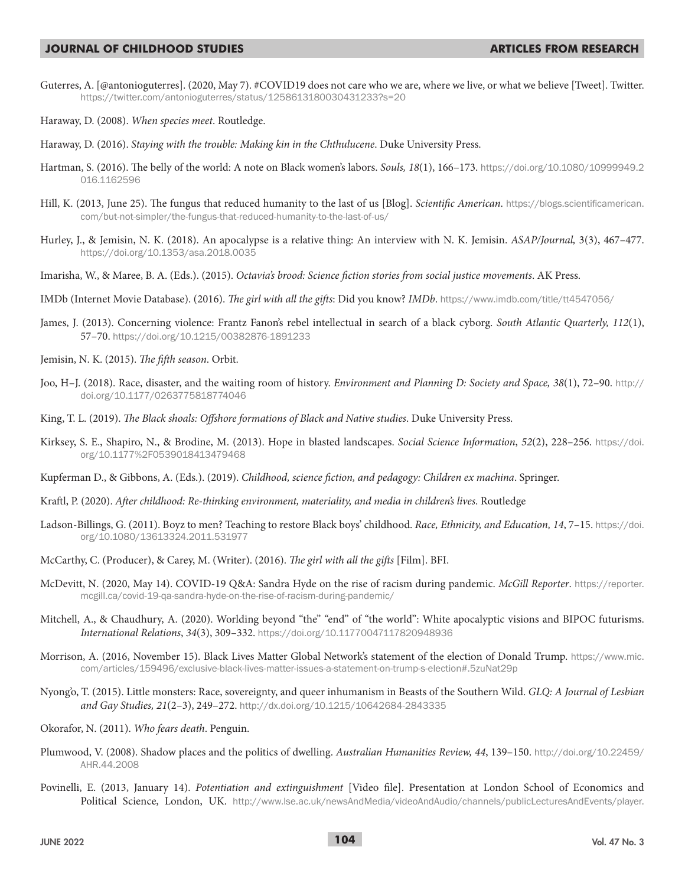Guterres, A. [@antonioguterres]. (2020, May 7). #COVID19 does not care who we are, where we live, or what we believe [Tweet]. Twitter. https://twitter.com/antonioguterres/status/1258613180030431233?s=20

Haraway, D. (2008). *When species meet*. Routledge.

Haraway, D. (2016). *Staying with the trouble: Making kin in the Chthulucene*. Duke University Press.

Hartman, S. (2016). The belly of the world: A note on Black women's labors. *Souls, 18*(1), 166–173. https://doi.org/10.1080/10999949.2016.1162596

Hill, K. (2013, June 25). The fungus that reduced humanity to the last of us [Blog]. *Scientific American*. https://blogs.scientificamerican.com/but-not-simpler/the-fungus-that-reduced-humanity-to-the-last-of-us/

Hurley, J., & Jemisin, N. K. (2018). An apocalypse is a relative thing: An interview with N. K. Jemisin. *ASAP/Journal,* 3(3), 467–477. https://doi.org/10.1353/asa.2018.0035

Imarisha, W., & Maree, B. A. (Eds.). (2015). *Octavia's brood: Science fiction stories from social justice movements*. AK Press.

IMDb (Internet Movie Database). (2016). *The girl with all the gifts*: Did you know? *IMDb*. https://www.imdb.com/title/tt4547056/

James, J. (2013). Concerning violence: Frantz Fanon's rebel intellectual in search of a black cyborg. *South Atlantic Quarterly, 112*(1), 57–70. https://doi.org/10.1215/00382876-1891233

Jemisin, N. K. (2015). *The fifth season*. Orbit.

Joo, H–J. (2018). Race, disaster, and the waiting room of history. *Environment and Planning D: Society and Space, 38*(1), 72–90. http://doi.org/10.1177/0263775818774046

King, T. L. (2019). *The Black shoals: Offshore formations of Black and Native studies*. Duke University Press.

Kirksey, S. E., Shapiro, N., & Brodine, M. (2013). Hope in blasted landscapes. *Social Science Information*, *52*(2), 228–256. https://doi.org/10.1177%2F0539018413479468

Kupferman D., & Gibbons, A. (Eds.). (2019). *Childhood, science fiction, and pedagogy: Children ex machina*. Springer.

Kraftl, P. (2020). *After childhood: Re-thinking environment, materiality, and media in children's lives*. Routledge

Ladson-Billings, G. (2011). Boyz to men? Teaching to restore Black boys' childhood. *Race, Ethnicity, and Education, 14*, 7–15. https://doi.org/10.1080/13613324.2011.531977

McCarthy, C. (Producer), & Carey, M. (Writer). (2016). *The girl with all the gifts* [Film]. BFI.

McDevitt, N. (2020, May 14). COVID-19 Q&A: Sandra Hyde on the rise of racism during pandemic. *McGill Reporter*. https://reporter.mcgill.ca/covid-19-qa-sandra-hyde-on-the-rise-of-racism-during-pandemic/

Mitchell, A., & Chaudhury, A. (2020). Worlding beyond "the" "end" of "the world": White apocalyptic visions and BIPOC futurisms. *International Relations*, *34*(3), 309–332. https://doi.org/10.11770047117820948936

Morrison, A. (2016, November 15). Black Lives Matter Global Network's statement of the election of Donald Trump. https://www.mic.com/articles/159496/exclusive-black-lives-matter-issues-a-statement-on-trump-s-election#.5zuNat29p

Nyong'o, T. (2015). Little monsters: Race, sovereignty, and queer inhumanism in Beasts of the Southern Wild. *GLQ: A Journal of Lesbian and Gay Studies, 21*(2–3), 249–272. http://dx.doi.org/10.1215/10642684-2843335

Okorafor, N. (2011). *Who fears death*. Penguin.

Plumwood, V. (2008). Shadow places and the politics of dwelling. *Australian Humanities Review, 44*, 139–150. http://doi.org/10.22459/AHR.44.2008

Povinelli, E. (2013, January 14). *Potentiation and extinguishment* [Video file]. Presentation at London School of Economics and Political Science, London, UK. http://www.lse.ac.uk/newsAndMedia/videoAndAudio/channels/publicLecturesAndEvents/player.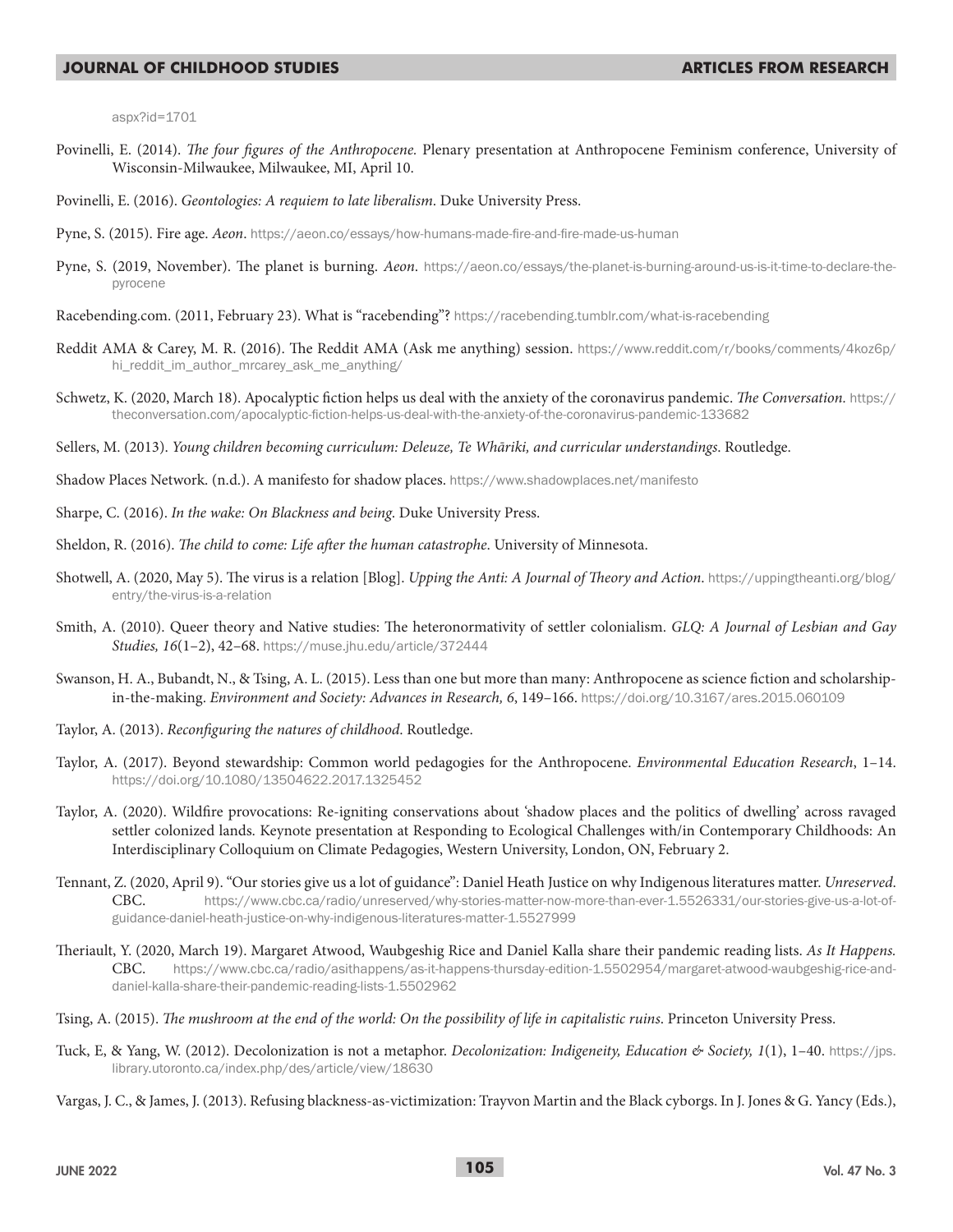aspx?id=1701

Povinelli, E. (2014). *The four figures of the Anthropocene.* Plenary presentation at Anthropocene Feminism conference, University of Wisconsin-Milwaukee, Milwaukee, MI, April 10.

Povinelli, E. (2016). *Geontologies: A requiem to late liberalism*. Duke University Press.

Pyne, S. (2015). Fire age. *Aeon*. https://aeon.co/essays/how-humans-made-fire-and-fire-made-us-human

Pyne, S. (2019, November). The planet is burning. *Aeon*. https://aeon.co/essays/the-planet-is-burning-around-us-is-it-time-to-declare-the-pyrocene

Racebending.com. (2011, February 23). What is "racebending"? https://racebending.tumblr.com/what-is-racebending

Reddit AMA & Carey, M. R. (2016). The Reddit AMA (Ask me anything) session. https://www.reddit.com/r/books/comments/4koz6p/hi_reddit_im_author_mrcarey_ask_me_anything/

Schwetz, K. (2020, March 18). Apocalyptic fiction helps us deal with the anxiety of the coronavirus pandemic. *The Conversation*. https://theconversation.com/apocalyptic-fiction-helps-us-deal-with-the-anxiety-of-the-coronavirus-pandemic-133682

Sellers, M. (2013). *Young children becoming curriculum: Deleuze, Te Whāriki, and curricular understandings*. Routledge.

Shadow Places Network. (n.d.). A manifesto for shadow places. https://www.shadowplaces.net/manifesto

Sharpe, C. (2016). *In the wake: On Blackness and being*. Duke University Press.

Sheldon, R. (2016). *The child to come: Life after the human catastrophe*. University of Minnesota.

Shotwell, A. (2020, May 5). The virus is a relation [Blog]. *Upping the Anti: A Journal of Theory and Action*. https://uppingtheanti.org/blog/entry/the-virus-is-a-relation

Smith, A. (2010). Queer theory and Native studies: The heteronormativity of settler colonialism. *GLQ: A Journal of Lesbian and Gay Studies, 16*(1–2), 42–68. https://muse.jhu.edu/article/372444

Swanson, H. A., Bubandt, N., & Tsing, A. L. (2015). Less than one but more than many: Anthropocene as science fiction and scholarship-in-the-making. *Environment and Society: Advances in Research, 6*, 149–166. https://doi.org/10.3167/ares.2015.060109

Taylor, A. (2013). *Reconfiguring the natures of childhood*. Routledge.

Taylor, A. (2017). Beyond stewardship: Common world pedagogies for the Anthropocene. *Environmental Education Research*, 1–14. https://doi.org/10.1080/13504622.2017.1325452

Taylor, A. (2020). Wildfire provocations: Re-igniting conservations about 'shadow places and the politics of dwelling' across ravaged settler colonized lands. Keynote presentation at Responding to Ecological Challenges with/in Contemporary Childhoods: An Interdisciplinary Colloquium on Climate Pedagogies, Western University, London, ON, February 2.

Tennant, Z. (2020, April 9). "Our stories give us a lot of guidance": Daniel Heath Justice on why Indigenous literatures matter. *Unreserved.* CBC. https://www.cbc.ca/radio/unreserved/why-stories-matter-now-more-than-ever-1.5526331/our-stories-give-us-a-lot-of-guidance-daniel-heath-justice-on-why-indigenous-literatures-matter-1.5527999

Theriault, Y. (2020, March 19). Margaret Atwood, Waubgeshig Rice and Daniel Kalla share their pandemic reading lists. *As It Happens.* CBC. https://www.cbc.ca/radio/asithappens/as-it-happens-thursday-edition-1.5502954/margaret-atwood-waubgeshig-rice-and-daniel-kalla-share-their-pandemic-reading-lists-1.5502962

Tsing, A. (2015). *The mushroom at the end of the world: On the possibility of life in capitalistic ruins*. Princeton University Press.

Tuck, E, & Yang, W. (2012). Decolonization is not a metaphor. *Decolonization: Indigeneity, Education & Society, 1*(1), 1–40. https://jps.library.utoronto.ca/index.php/des/article/view/18630

Vargas, J. C., & James, J. (2013). Refusing blackness-as-victimization: Trayvon Martin and the Black cyborgs. In J. Jones & G. Yancy (Eds.),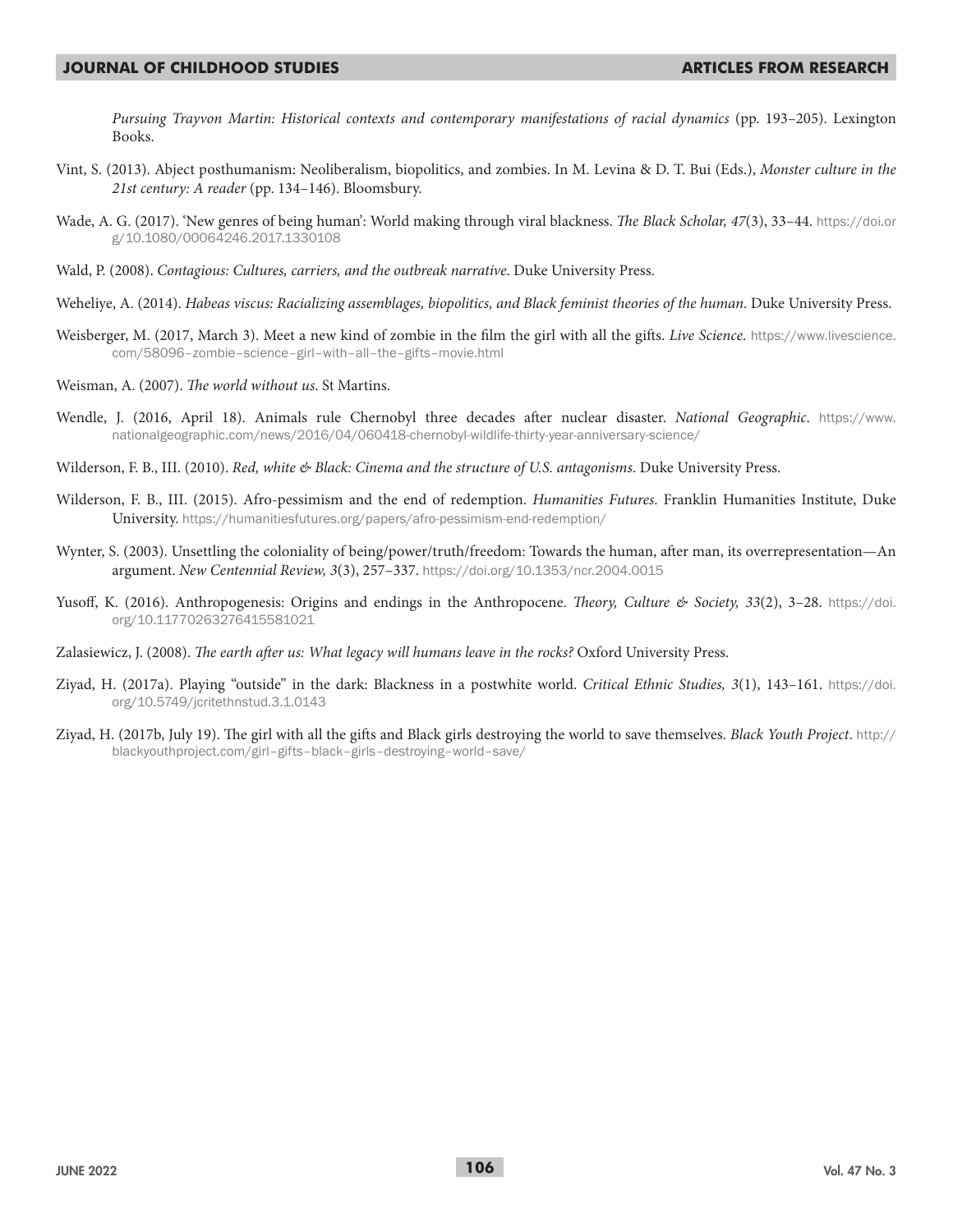*Pursuing Trayvon Martin: Historical contexts and contemporary manifestations of racial dynamics* (pp. 193–205). Lexington Books.

Vint, S. (2013). Abject posthumanism: Neoliberalism, biopolitics, and zombies. In M. Levina & D. T. Bui (Eds.), *Monster culture in the 21st century: A reader* (pp. 134–146). Bloomsbury.

Wade, A. G. (2017). 'New genres of being human': World making through viral blackness. *The Black Scholar, 47*(3), 33–44. https://doi.org/10.1080/00064246.2017.1330108

Wald, P. (2008). *Contagious: Cultures, carriers, and the outbreak narrative*. Duke University Press.

Weheliye, A. (2014). *Habeas viscus: Racializing assemblages, biopolitics, and Black feminist theories of the human*. Duke University Press.

Weisberger, M. (2017, March 3). Meet a new kind of zombie in the film the girl with all the gifts. *Live Science*. https://www.livescience.com/58096-zombie-science-girl-with-all-the-gifts-movie.html

Weisman, A. (2007). *The world without us*. St Martins.

Wendle, J. (2016, April 18). Animals rule Chernobyl three decades after nuclear disaster. *National Geographic*. https://www.nationalgeographic.com/news/2016/04/060418-chernobyl-wildlife-thirty-year-anniversary-science/

Wilderson, F. B., III. (2010). *Red, white & Black: Cinema and the structure of U.S. antagonisms*. Duke University Press.

Wilderson, F. B., III. (2015). Afro-pessimism and the end of redemption. *Humanities Futures*. Franklin Humanities Institute, Duke University. https://humanitiesfutures.org/papers/afro-pessimism-end-redemption/

Wynter, S. (2003). Unsettling the coloniality of being/power/truth/freedom: Towards the human, after man, its overrepresentation—An argument. *New Centennial Review, 3*(3), 257–337. https://doi.org/10.1353/ncr.2004.0015

Yusoff, K. (2016). Anthropogenesis: Origins and endings in the Anthropocene. *Theory, Culture & Society, 33*(2), 3–28. https://doi.org/10.11770263276415581021

Zalasiewicz, J. (2008). *The earth after us: What legacy will humans leave in the rocks?* Oxford University Press.

Ziyad, H. (2017a). Playing "outside" in the dark: Blackness in a postwhite world. *Critical Ethnic Studies, 3*(1), 143–161. https://doi.org/10.5749/jcritethnstud.3.1.0143

Ziyad, H. (2017b, July 19). The girl with all the gifts and Black girls destroying the world to save themselves. *Black Youth Project*. http://blackyouthproject.com/girl-gifts-black-girls-destroying-world-save/